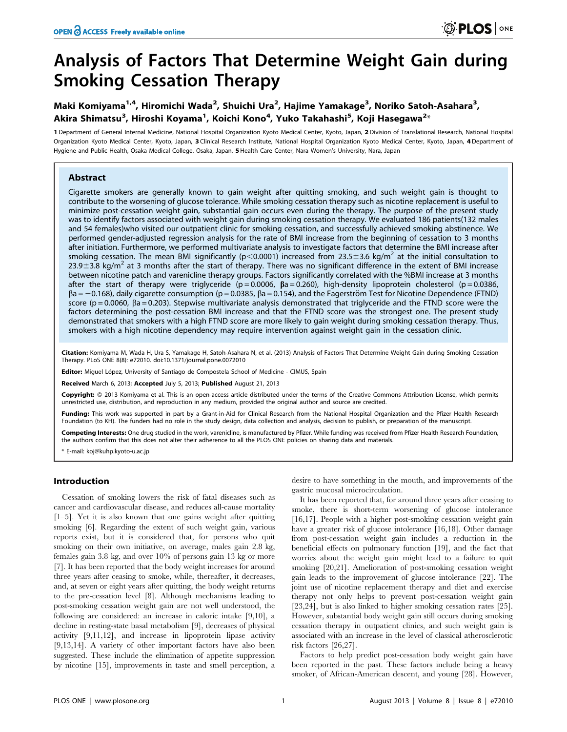# Analysis of Factors That Determine Weight Gain during Smoking Cessation Therapy

Maki Komiyama[1,4], Hiromichi Wada[2], Shuichi Ura[2], Hajime Yamakage[3], Noriko Satoh-Asahara[3], Akira Shimatsu[3], Hiroshi Koyama[1], Koichi Kono[4], Yuko Takahashi[5], Koji Hasegawa[2]*

1 Department of General Internal Medicine, National Hospital Organization Kyoto Medical Center, Kyoto, Japan, 2 Division of Translational Research, National Hospital Organization Kyoto Medical Center, Kyoto, Japan, 3 Clinical Research Institute, National Hospital Organization Kyoto Medical Center, Kyoto, Japan, 4 Department of Hygiene and Public Health, Osaka Medical College, Osaka, Japan, 5 Health Care Center, Nara Women's University, Nara, Japan

## Abstract

Cigarette smokers are generally known to gain weight after quitting smoking, and such weight gain is thought to contribute to the worsening of glucose tolerance. While smoking cessation therapy such as nicotine replacement is useful to minimize post-cessation weight gain, substantial gain occurs even during the therapy. The purpose of the present study was to identify factors associated with weight gain during smoking cessation therapy. We evaluated 186 patients(132 males and 54 females)who visited our outpatient clinic for smoking cessation, and successfully achieved smoking abstinence. We performed gender-adjusted regression analysis for the rate of BMI increase from the beginning of cessation to 3 months after initiation. Furthermore, we performed multivariate analysis to investigate factors that determine the BMI increase after smoking cessation. The mean BMI significantly ($p<0.0001$) increased from $23.5\pm3.6$ kg/m$^2$ at the initial consultation to $23.9\pm3.8$ kg/m$^2$ at 3 months after the start of therapy. There was no significant difference in the extent of BMI increase between nicotine patch and varenicline therapy groups. Factors significantly correlated with the %BMI increase at 3 months after the start of therapy were triglyceride ($p=0.0006$, **β**a $=0.260$), high-density lipoprotein cholesterol ($p=0.0386$, βa $=-0.168$), daily cigarette consumption ($p=0.0385$, βa $=0.154$), and the Fagerström Test for Nicotine Dependence (FTND) score ($p=0.0060$, βa $=0.203$). Stepwise multivariate analysis demonstrated that triglyceride and the FTND score were the factors determining the post-cessation BMI increase and that the FTND score was the strongest one. The present study demonstrated that smokers with a high FTND score are more likely to gain weight during smoking cessation therapy. Thus, smokers with a high nicotine dependency may require intervention against weight gain in the cessation clinic.

**Citation:** Komiyama M, Wada H, Ura S, Yamakage H, Satoh-Asahara N, et al. (2013) Analysis of Factors That Determine Weight Gain during Smoking Cessation Therapy. PLoS ONE 8(8): e72010. doi:10.1371/journal.pone.0072010

**Editor:** Miguel López, University of Santiago de Compostela School of Medicine - CIMUS, Spain

**Received** March 6, 2013; **Accepted** July 5, 2013; **Published** August 21, 2013

**Copyright:** © 2013 Komiyama et al. This is an open-access article distributed under the terms of the Creative Commons Attribution License, which permits unrestricted use, distribution, and reproduction in any medium, provided the original author and source are credited.

**Funding:** This work was supported in part by a Grant-in-Aid for Clinical Research from the National Hospital Organization and the Pfizer Health Research Foundation (to KH). The funders had no role in the study design, data collection and analysis, decision to publish, or preparation of the manuscript.

**Competing Interests:** One drug studied in the work, varenicline, is manufactured by Pfizer. While funding was received from Pfizer Health Research Foundation, the authors confirm that this does not alter their adherence to all the PLOS ONE policies on sharing data and materials.

* E-mail: koj@kuhp.kyoto-u.ac.jp

## Introduction

Cessation of smoking lowers the risk of fatal diseases such as cancer and cardiovascular disease, and reduces all-cause mortality [1–5]. Yet it is also known that one gains weight after quitting smoking [6]. Regarding the extent of such weight gain, various reports exist, but it is considered that, for persons who quit smoking on their own initiative, on average, males gain 2.8 kg, females gain 3.8 kg, and over 10% of persons gain 13 kg or more [7]. It has been reported that the body weight increases for around three years after ceasing to smoke, while, thereafter, it decreases, and, at seven or eight years after quitting, the body weight returns to the pre-cessation level [8]. Although mechanisms leading to post-smoking cessation weight gain are not well understood, the following are considered: an increase in caloric intake [9,10], a decline in resting-state basal metabolism [9], decreases of physical activity [9,11,12], and increase in lipoprotein lipase activity [9,13,14]. A variety of other important factors have also been suggested. These include the elimination of appetite suppression by nicotine [15], improvements in taste and smell perception, a desire to have something in the mouth, and improvements of the gastric mucosal microcirculation.

It has been reported that, for around three years after ceasing to smoke, there is short-term worsening of glucose intolerance [16,17]. People with a higher post-smoking cessation weight gain have a greater risk of glucose intolerance [16,18]. Other damage from post-cessation weight gain includes a reduction in the beneficial effects on pulmonary function [19], and the fact that worries about the weight gain might lead to a failure to quit smoking [20,21]. Amelioration of post-smoking cessation weight gain leads to the improvement of glucose intolerance [22]. The joint use of nicotine replacement therapy and diet and exercise therapy not only helps to prevent post-cessation weight gain [23,24], but is also linked to higher smoking cessation rates [25]. However, substantial body weight gain still occurs during smoking cessation therapy in outpatient clinics, and such weight gain is associated with an increase in the level of classical atherosclerotic risk factors [26,27].

Factors to help predict post-cessation body weight gain have been reported in the past. These factors include being a heavy smoker, of African-American descent, and young [28]. However,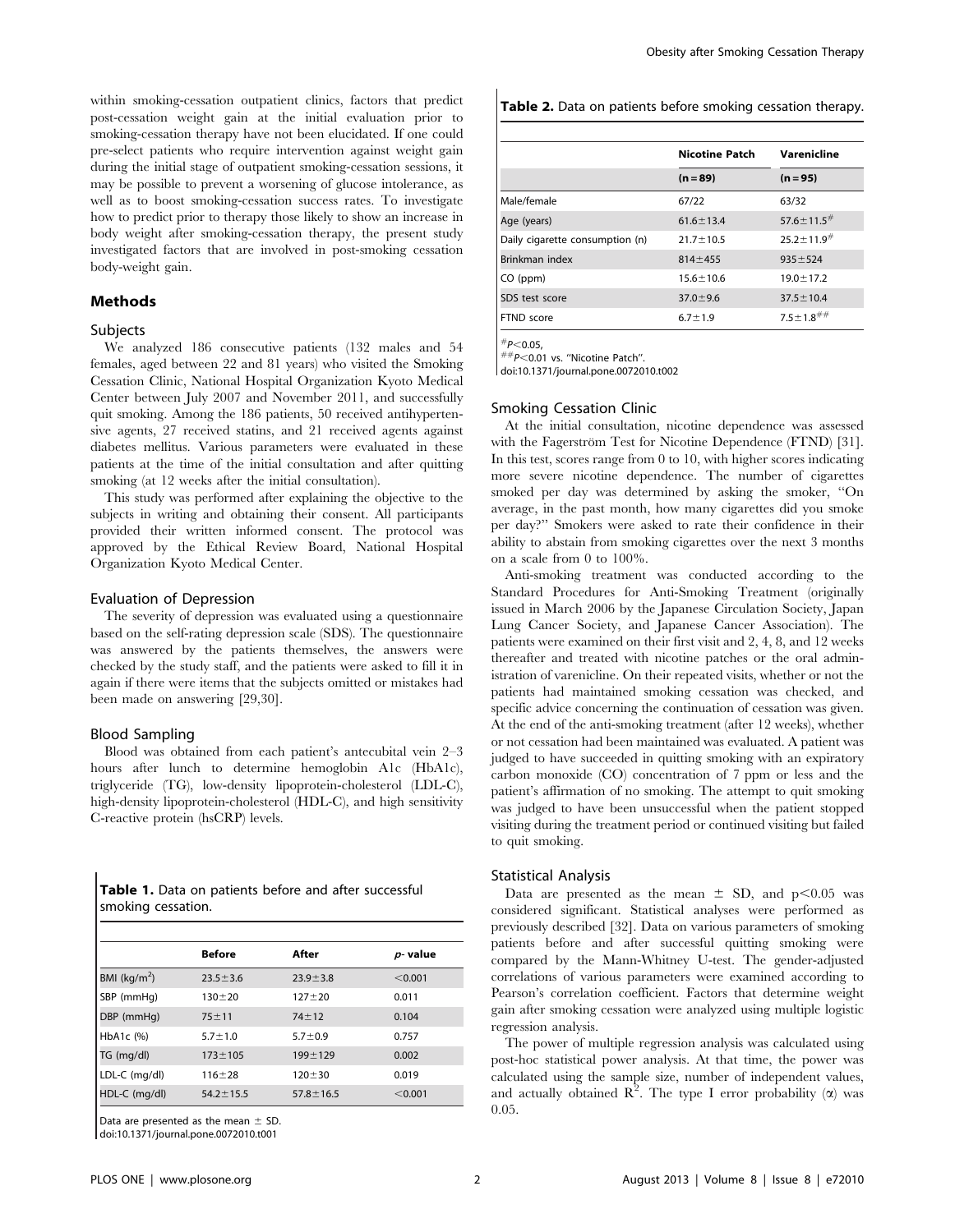within smoking-cessation outpatient clinics, factors that predict post-cessation weight gain at the initial evaluation prior to smoking-cessation therapy have not been elucidated. If one could pre-select patients who require intervention against weight gain during the initial stage of outpatient smoking-cessation sessions, it may be possible to prevent a worsening of glucose intolerance, as well as to boost smoking-cessation success rates. To investigate how to predict prior to therapy those likely to show an increase in body weight after smoking-cessation therapy, the present study investigated factors that are involved in post-smoking cessation body-weight gain.

## Methods

### Subjects

We analyzed 186 consecutive patients (132 males and 54 females, aged between 22 and 81 years) who visited the Smoking Cessation Clinic, National Hospital Organization Kyoto Medical Center between July 2007 and November 2011, and successfully quit smoking. Among the 186 patients, 50 received antihypertensive agents, 27 received statins, and 21 received agents against diabetes mellitus. Various parameters were evaluated in these patients at the time of the initial consultation and after quitting smoking (at 12 weeks after the initial consultation).

This study was performed after explaining the objective to the subjects in writing and obtaining their consent. All participants provided their written informed consent. The protocol was approved by the Ethical Review Board, National Hospital Organization Kyoto Medical Center.

### Evaluation of Depression

The severity of depression was evaluated using a questionnaire based on the self-rating depression scale (SDS). The questionnaire was answered by the patients themselves, the answers were checked by the study staff, and the patients were asked to fill it in again if there were items that the subjects omitted or mistakes had been made on answering [29,30].

### Blood Sampling

Blood was obtained from each patient's antecubital vein 2–3 hours after lunch to determine hemoglobin A1c (HbA1c), triglyceride (TG), low-density lipoprotein-cholesterol (LDL-C), high-density lipoprotein-cholesterol (HDL-C), and high sensitivity C-reactive protein (hsCRP) levels.

**Table 1.** Data on patients before and after successful smoking cessation.

| | Before | After | *p*- value |
|---|---|---|---|
| BMI (kg/m$^2$) | 23.5±3.6 | 23.9±3.8 | <0.001 |
| SBP (mmHg) | 130±20 | 127±20 | 0.011 |
| DBP (mmHg) | 75±11 | 74±12 | 0.104 |
| HbA1c (%) | 5.7±1.0 | 5.7±0.9 | 0.757 |
| TG (mg/dl) | 173±105 | 199±129 | 0.002 |
| LDL-C (mg/dl) | 116±28 | 120±30 | 0.019 |
| HDL-C (mg/dl) | 54.2±15.5 | 57.8±16.5 | <0.001 |

Data are presented as the mean ± SD.
doi:10.1371/journal.pone.0072010.t001

**Table 2.** Data on patients before smoking cessation therapy.

| | Nicotine Patch | Varenicline |
|---|---|---|
| | (n = 89) | (n = 95) |
| Male/female | 67/22 | 63/32 |
| Age (years) | 61.6±13.4 | 57.6±11.5[#] |
| Daily cigarette consumption (n) | 21.7±10.5 | 25.2±11.9[#] |
| Brinkman index | 814±455 | 935±524 |
| CO (ppm) | 15.6±10.6 | 19.0±17.2 |
| SDS test score | 37.0±9.6 | 37.5±10.4 |
| FTND score | 6.7±1.9 | 7.5±1.8[##] |

[#]$P<0.05$,
[##]$P<0.01$ vs. "Nicotine Patch".
doi:10.1371/journal.pone.0072010.t002

### Smoking Cessation Clinic

At the initial consultation, nicotine dependence was assessed with the Fagerström Test for Nicotine Dependence (FTND) [31]. In this test, scores range from 0 to 10, with higher scores indicating more severe nicotine dependence. The number of cigarettes smoked per day was determined by asking the smoker, "On average, in the past month, how many cigarettes did you smoke per day?" Smokers were asked to rate their confidence in their ability to abstain from smoking cigarettes over the next 3 months on a scale from 0 to 100%.

Anti-smoking treatment was conducted according to the Standard Procedures for Anti-Smoking Treatment (originally issued in March 2006 by the Japanese Circulation Society, Japan Lung Cancer Society, and Japanese Cancer Association). The patients were examined on their first visit and 2, 4, 8, and 12 weeks thereafter and treated with nicotine patches or the oral administration of varenicline. On their repeated visits, whether or not the patients had maintained smoking cessation was checked, and specific advice concerning the continuation of cessation was given. At the end of the anti-smoking treatment (after 12 weeks), whether or not cessation had been maintained was evaluated. A patient was judged to have succeeded in quitting smoking with an expiratory carbon monoxide (CO) concentration of 7 ppm or less and the patient's affirmation of no smoking. The attempt to quit smoking was judged to have been unsuccessful when the patient stopped visiting during the treatment period or continued visiting but failed to quit smoking.

### Statistical Analysis

Data are presented as the mean ± SD, and $p<0.05$ was considered significant. Statistical analyses were performed as previously described [32]. Data on various parameters of smoking patients before and after successful quitting smoking were compared by the Mann-Whitney U-test. The gender-adjusted correlations of various parameters were examined according to Pearson's correlation coefficient. Factors that determine weight gain after smoking cessation were analyzed using multiple logistic regression analysis.

The power of multiple regression analysis was calculated using post-hoc statistical power analysis. At that time, the power was calculated using the sample size, number of independent values, and actually obtained $R^2$. The type I error probability ($\alpha$) was 0.05.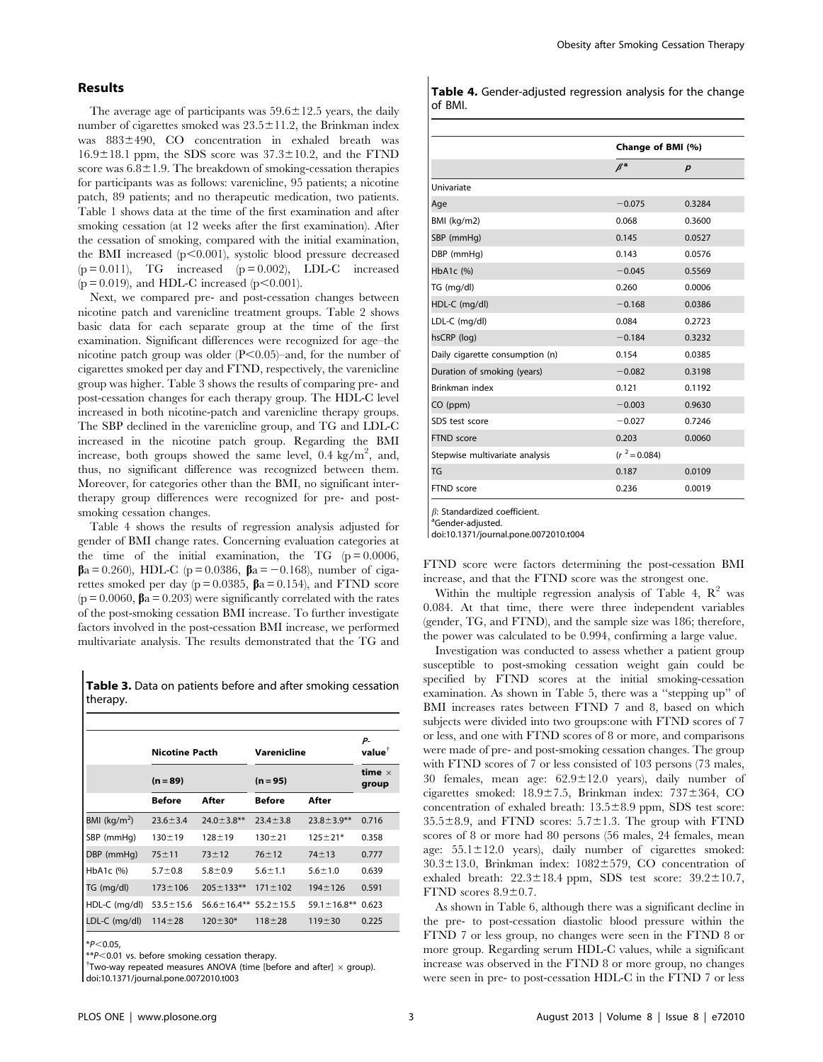## Results

The average age of participants was 59.6±12.5 years, the daily number of cigarettes smoked was 23.5±11.2, the Brinkman index was 883±490, CO concentration in exhaled breath was 16.9±18.1 ppm, the SDS score was 37.3±10.2, and the FTND score was 6.8±1.9. The breakdown of smoking-cessation therapies for participants was as follows: varenicline, 95 patients; a nicotine patch, 89 patients; and no therapeutic medication, two patients. Table 1 shows data at the time of the first examination and after smoking cessation (at 12 weeks after the first examination). After the cessation of smoking, compared with the initial examination, the BMI increased ($p<0.001$), systolic blood pressure decreased ($p=0.011$), TG increased ($p=0.002$), LDL-C increased ($p=0.019$), and HDL-C increased ($p<0.001$).

Next, we compared pre- and post-cessation changes between nicotine patch and varenicline treatment groups. Table 2 shows basic data for each separate group at the time of the first examination. Significant differences were recognized for age–the nicotine patch group was older ($P<0.05$)–and, for the number of cigarettes smoked per day and FTND, respectively, the varenicline group was higher. Table 3 shows the results of comparing pre- and post-cessation changes for each therapy group. The HDL-C level increased in both nicotine-patch and varenicline therapy groups. The SBP declined in the varenicline group, and TG and LDL-C increased in the nicotine patch group. Regarding the BMI increase, both groups showed the same level, 0.4 kg/m$^2$, and, thus, no significant difference was recognized between them. Moreover, for categories other than the BMI, no significant inter-therapy group differences were recognized for pre- and post-smoking cessation changes.

Table 4 shows the results of regression analysis adjusted for gender of BMI change rates. Concerning evaluation categories at the time of the initial examination, the TG ($p=0.0006$, $\beta a=0.260$), HDL-C ($p=0.0386$, $\beta a=-0.168$), number of cigarettes smoked per day ($p=0.0385$, $\beta a=0.154$), and FTND score ($p=0.0060$, $\beta a=0.203$) were significantly correlated with the rates of the post-smoking cessation BMI increase. To further investigate factors involved in the post-cessation BMI increase, we performed multivariate analysis. The results demonstrated that the TG and FTND score were factors determining the post-cessation BMI increase, and that the FTND score was the strongest one.

**Table 3.** Data on patients before and after smoking cessation therapy.

| | Nicotine Pacth | | Varenicline | | P-value[†] |
|---|---|---|---|---|---|
| | (n = 89) | | (n = 95) | | time × group |
| | Before | After | Before | After | |
| BMI (kg/m$^2$) | 23.6±3.4 | 24.0±3.8** | 23.4±3.8 | 23.8±3.9** | 0.716 |
| SBP (mmHg) | 130±19 | 128±19 | 130±21 | 125±21* | 0.358 |
| DBP (mmHg) | 75±11 | 73±12 | 76±12 | 74±13 | 0.777 |
| HbA1c (%) | 5.7±0.8 | 5.8±0.9 | 5.6±1.1 | 5.6±1.0 | 0.639 |
| TG (mg/dl) | 173±106 | 205±133** | 171±102 | 194±126 | 0.591 |
| HDL-C (mg/dl) | 53.5±15.6 | 56.6±16.4** | 55.2±15.5 | 59.1±16.8** | 0.623 |
| LDL-C (mg/dl) | 114±28 | 120±30* | 118±28 | 119±30 | 0.225 |

*$P<0.05$,
**$P<0.01$ vs. before smoking cessation therapy.
[†]Two-way repeated measures ANOVA (time [before and after] × group).
doi:10.1371/journal.pone.0072010.t003

**Table 4.** Gender-adjusted regression analysis for the change of BMI.

| | Change of BMI (%) | |
|---|---|---|
| | $\beta$[a] | $p$ |
| Univariate | | |
| Age | −0.075 | 0.3284 |
| BMI (kg/m2) | 0.068 | 0.3600 |
| SBP (mmHg) | 0.145 | 0.0527 |
| DBP (mmHg) | 0.143 | 0.0576 |
| HbA1c (%) | −0.045 | 0.5569 |
| TG (mg/dl) | 0.260 | 0.0006 |
| HDL-C (mg/dl) | −0.168 | 0.0386 |
| LDL-C (mg/dl) | 0.084 | 0.2723 |
| hsCRP (log) | −0.184 | 0.3232 |
| Daily cigarette consumption (n) | 0.154 | 0.0385 |
| Duration of smoking (years) | −0.082 | 0.3198 |
| Brinkman index | 0.121 | 0.1192 |
| CO (ppm) | −0.003 | 0.9630 |
| SDS test score | −0.027 | 0.7246 |
| FTND score | 0.203 | 0.0060 |
| Stepwise multivariate analysis | ($r^2=0.084$) | |
| TG | 0.187 | 0.0109 |
| FTND score | 0.236 | 0.0019 |

$\beta$: Standardized coefficient.
[a]Gender-adjusted.
doi:10.1371/journal.pone.0072010.t004

Within the multiple regression analysis of Table 4, $R^2$ was 0.084. At that time, there were three independent variables (gender, TG, and FTND), and the sample size was 186; therefore, the power was calculated to be 0.994, confirming a large value.

Investigation was conducted to assess whether a patient group susceptible to post-smoking cessation weight gain could be specified by FTND scores at the initial smoking-cessation examination. As shown in Table 5, there was a "stepping up" of BMI increases rates between FTND 7 and 8, based on which subjects were divided into two groups:one with FTND scores of 7 or less, and one with FTND scores of 8 or more, and comparisons were made of pre- and post-smoking cessation changes. The group with FTND scores of 7 or less consisted of 103 persons (73 males, 30 females, mean age: 62.9±12.0 years), daily number of cigarettes smoked: 18.9±7.5, Brinkman index: 737±364, CO concentration of exhaled breath: 13.5±8.9 ppm, SDS test score: 35.5±8.9, and FTND scores: 5.7±1.3. The group with FTND scores of 8 or more had 80 persons (56 males, 24 females, mean age: 55.1±12.0 years), daily number of cigarettes smoked: 30.3±13.0, Brinkman index: 1082±579, CO concentration of exhaled breath: 22.3±18.4 ppm, SDS test score: 39.2±10.7, FTND scores 8.9±0.7.

As shown in Table 6, although there was a significant decline in the pre- to post-cessation diastolic blood pressure within the FTND 7 or less group, no changes were seen in the FTND 8 or more group. Regarding serum HDL-C values, while a significant increase was observed in the FTND 8 or more group, no changes were seen in pre- to post-cessation HDL-C in the FTND 7 or less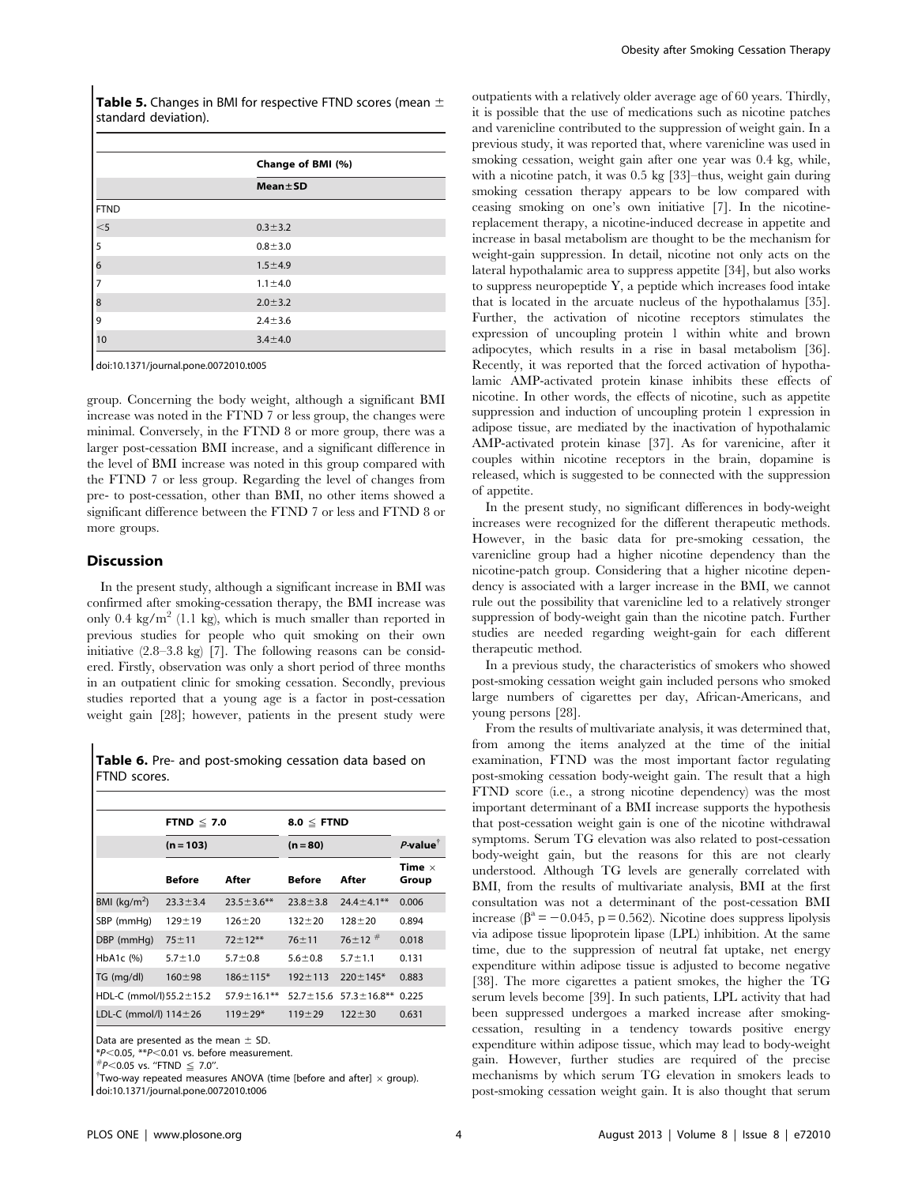**Table 5.** Changes in BMI for respective FTND scores (mean ± standard deviation).

| | Change of BMI (%) |
|---|---|
| | Mean±SD |
| FTND | |
| <5 | 0.3±3.2 |
| 5 | 0.8±3.0 |
| 6 | 1.5±4.9 |
| 7 | 1.1±4.0 |
| 8 | 2.0±3.2 |
| 9 | 2.4±3.6 |
| 10 | 3.4±4.0 |

doi:10.1371/journal.pone.0072010.t005

group. Concerning the body weight, although a significant BMI increase was noted in the FTND 7 or less group, the changes were minimal. Conversely, in the FTND 8 or more group, there was a larger post-cessation BMI increase, and a significant difference in the level of BMI increase was noted in this group compared with the FTND 7 or less group. Regarding the level of changes from pre- to post-cessation, other than BMI, no other items showed a significant difference between the FTND 7 or less and FTND 8 or more groups.

## Discussion

In the present study, although a significant increase in BMI was confirmed after smoking-cessation therapy, the BMI increase was only 0.4 kg/m$^2$ (1.1 kg), which is much smaller than reported in previous studies for people who quit smoking on their own initiative (2.8–3.8 kg) [7]. The following reasons can be considered. Firstly, observation was only a short period of three months in an outpatient clinic for smoking cessation. Secondly, previous studies reported that a young age is a factor in post-cessation weight gain [28]; however, patients in the present study were outpatients with a relatively older average age of 60 years. Thirdly, it is possible that the use of medications such as nicotine patches and varenicline contributed to the suppression of weight gain. In a previous study, it was reported that, where varenicline was used in smoking cessation, weight gain after one year was 0.4 kg, while, with a nicotine patch, it was 0.5 kg [33]–thus, weight gain during smoking cessation therapy appears to be low compared with ceasing smoking on one's own initiative [7]. In the nicotine-replacement therapy, a nicotine-induced decrease in appetite and increase in basal metabolism are thought to be the mechanism for weight-gain suppression. In detail, nicotine not only acts on the lateral hypothalamic area to suppress appetite [34], but also works to suppress neuropeptide Y, a peptide which increases food intake that is located in the arcuate nucleus of the hypothalamus [35]. Further, the activation of nicotine receptors stimulates the expression of uncoupling protein 1 within white and brown adipocytes, which results in a rise in basal metabolism [36]. Recently, it was reported that the forced activation of hypothalamic AMP-activated protein kinase inhibits these effects of nicotine. In other words, the effects of nicotine, such as appetite suppression and induction of uncoupling protein 1 expression in adipose tissue, are mediated by the inactivation of hypothalamic AMP-activated protein kinase [37]. As for varenicine, after it couples within nicotine receptors in the brain, dopamine is released, which is suggested to be connected with the suppression of appetite.

In the present study, no significant differences in body-weight increases were recognized for the different therapeutic methods. However, in the basic data for pre-smoking cessation, the varenicline group had a higher nicotine dependency than the nicotine-patch group. Considering that a higher nicotine dependency is associated with a larger increase in the BMI, we cannot rule out the possibility that varenicline led to a relatively stronger suppression of body-weight gain than the nicotine patch. Further studies are needed regarding weight-gain for each different therapeutic method.

In a previous study, the characteristics of smokers who showed post-smoking cessation weight gain included persons who smoked large numbers of cigarettes per day, African-Americans, and young persons [28].

From the results of multivariate analysis, it was determined that, from among the items analyzed at the time of the initial examination, FTND was the most important factor regulating post-smoking cessation body-weight gain. The result that a high FTND score (i.e., a strong nicotine dependency) was the most important determinant of a BMI increase supports the hypothesis that post-cessation weight gain is one of the nicotine withdrawal symptoms. Serum TG elevation was also related to post-cessation body-weight gain, but the reasons for this are not clearly understood. Although TG levels are generally correlated with BMI, from the results of multivariate analysis, BMI at the first consultation was not a determinant of the post-cessation BMI increase ($\beta^a = -0.045$, $p = 0.562$). Nicotine does suppress lipolysis via adipose tissue lipoprotein lipase (LPL) inhibition. At the same time, due to the suppression of neutral fat uptake, net energy expenditure within adipose tissue is adjusted to become negative [38]. The more cigarettes a patient smokes, the higher the TG serum levels become [39]. In such patients, LPL activity that had been suppressed undergoes a marked increase after smoking-cessation, resulting in a tendency towards positive energy expenditure within adipose tissue, which may lead to body-weight gain. However, further studies are required of the precise mechanisms by which serum TG elevation in smokers leads to post-smoking cessation weight gain. It is also thought that serum

**Table 6.** Pre- and post-smoking cessation data based on FTND scores.

| | FTND ≤ 7.0 | | 8.0 ≤ FTND | | |
|---|---|---|---|---|---|
| | (n = 103) | | (n = 80) | | *P*-value[†] |
| | Before | After | Before | After | Time × Group |
| BMI (kg/m$^2$) | 23.3±3.4 | 23.5±3.6** | 23.8±3.8 | 24.4±4.1** | 0.006 |
| SBP (mmHg) | 129±19 | 126±20 | 132±20 | 128±20 | 0.894 |
| DBP (mmHg) | 75±11 | 72±12** | 76±11 | 76±12 [#] | 0.018 |
| HbA1c (%) | 5.7±1.0 | 5.7±0.8 | 5.6±0.8 | 5.7±1.1 | 0.131 |
| TG (mg/dl) | 160±98 | 186±115* | 192±113 | 220±145* | 0.883 |
| HDL-C (mmol/l) | 55.2±15.2 | 57.9±16.1** | 52.7±15.6 | 57.3±16.8** | 0.225 |
| LDL-C (mmol/l) | 114±26 | 119±29* | 119±29 | 122±30 | 0.631 |

Data are presented as the mean ± SD.
*$P<0.05$, **$P<0.01$ vs. before measurement.
[#]$P<0.05$ vs. "FTND ≤ 7.0".
[†]Two-way repeated measures ANOVA (time [before and after] × group).
doi:10.1371/journal.pone.0072010.t006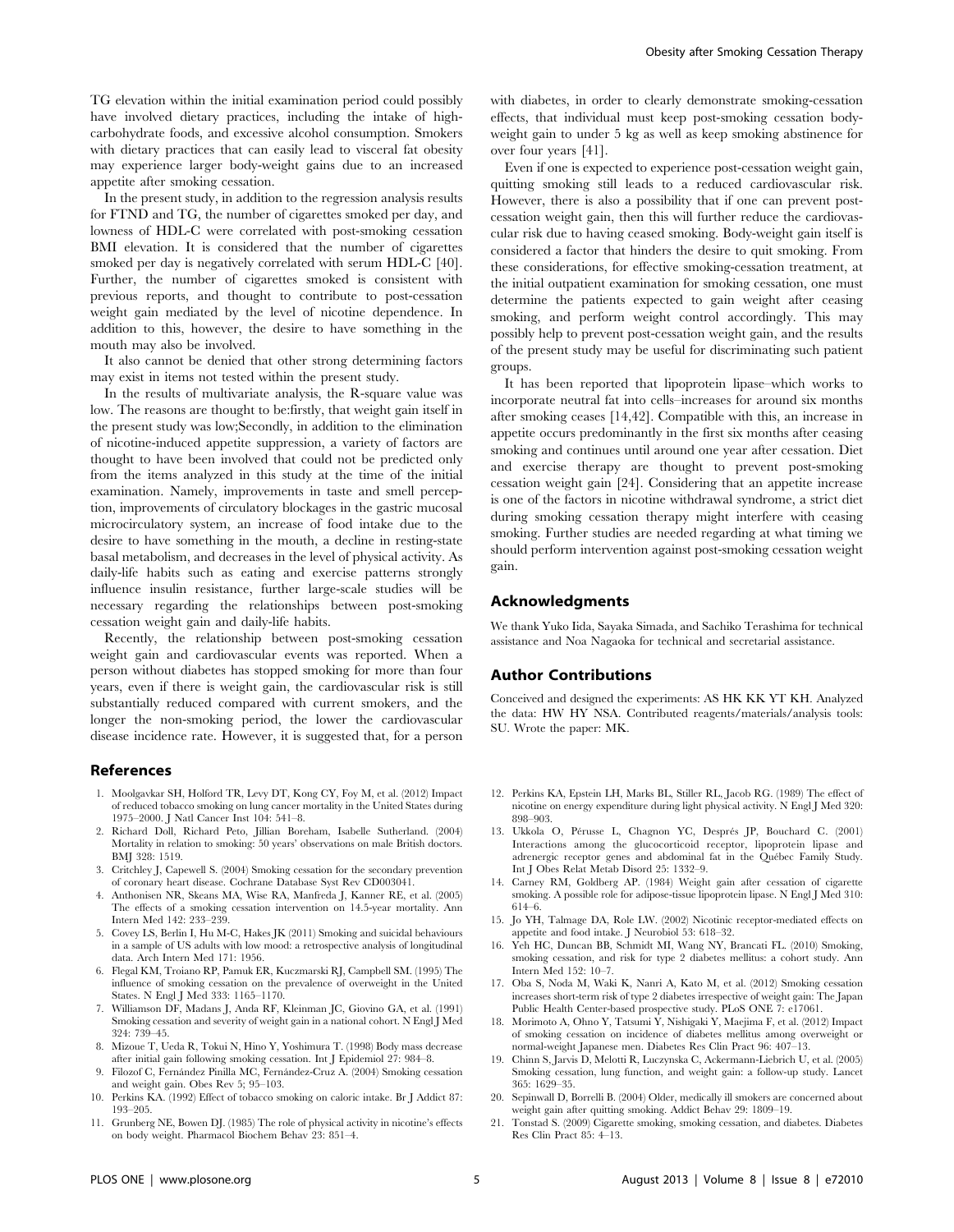TG elevation within the initial examination period could possibly have involved dietary practices, including the intake of high-carbohydrate foods, and excessive alcohol consumption. Smokers with dietary practices that can easily lead to visceral fat obesity may experience larger body-weight gains due to an increased appetite after smoking cessation.

In the present study, in addition to the regression analysis results for FTND and TG, the number of cigarettes smoked per day, and lowness of HDL-C were correlated with post-smoking cessation BMI elevation. It is considered that the number of cigarettes smoked per day is negatively correlated with serum HDL-C [40]. Further, the number of cigarettes smoked is consistent with previous reports, and thought to contribute to post-cessation weight gain mediated by the level of nicotine dependence. In addition to this, however, the desire to have something in the mouth may also be involved.

It also cannot be denied that other strong determining factors may exist in items not tested within the present study.

In the results of multivariate analysis, the R-square value was low. The reasons are thought to be:firstly, that weight gain itself in the present study was low;Secondly, in addition to the elimination of nicotine-induced appetite suppression, a variety of factors are thought to have been involved that could not be predicted only from the items analyzed in this study at the time of the initial examination. Namely, improvements in taste and smell perception, improvements of circulatory blockages in the gastric mucosal microcirculatory system, an increase of food intake due to the desire to have something in the mouth, a decline in resting-state basal metabolism, and decreases in the level of physical activity. As daily-life habits such as eating and exercise patterns strongly influence insulin resistance, further large-scale studies will be necessary regarding the relationships between post-smoking cessation weight gain and daily-life habits.

Recently, the relationship between post-smoking cessation weight gain and cardiovascular events was reported. When a person without diabetes has stopped smoking for more than four years, even if there is weight gain, the cardiovascular risk is still substantially reduced compared with current smokers, and the longer the non-smoking period, the lower the cardiovascular disease incidence rate. However, it is suggested that, for a person with diabetes, in order to clearly demonstrate smoking-cessation effects, that individual must keep post-smoking cessation body-weight gain to under 5 kg as well as keep smoking abstinence for over four years [41].

Even if one is expected to experience post-cessation weight gain, quitting smoking still leads to a reduced cardiovascular risk. However, there is also a possibility that if one can prevent post-cessation weight gain, then this will further reduce the cardiovascular risk due to having ceased smoking. Body-weight gain itself is considered a factor that hinders the desire to quit smoking. From these considerations, for effective smoking-cessation treatment, at the initial outpatient examination for smoking cessation, one must determine the patients expected to gain weight after ceasing smoking, and perform weight control accordingly. This may possibly help to prevent post-cessation weight gain, and the results of the present study may be useful for discriminating such patient groups.

It has been reported that lipoprotein lipase–which works to incorporate neutral fat into cells–increases for around six months after smoking ceases [14,42]. Compatible with this, an increase in appetite occurs predominantly in the first six months after ceasing smoking and continues until around one year after cessation. Diet and exercise therapy are thought to prevent post-smoking cessation weight gain [24]. Considering that an appetite increase is one of the factors in nicotine withdrawal syndrome, a strict diet during smoking cessation therapy might interfere with ceasing smoking. Further studies are needed regarding at what timing we should perform intervention against post-smoking cessation weight gain.

## Acknowledgments

We thank Yuko Iida, Sayaka Simada, and Sachiko Terashima for technical assistance and Noa Nagaoka for technical and secretarial assistance.

## Author Contributions

Conceived and designed the experiments: AS HK KK YT KH. Analyzed the data: HW HY NSA. Contributed reagents/materials/analysis tools: SU. Wrote the paper: MK.

## References

1. Moolgavkar SH, Holford TR, Levy DT, Kong CY, Foy M, et al. (2012) Impact of reduced tobacco smoking on lung cancer mortality in the United States during 1975–2000. J Natl Cancer Inst 104: 541–8.
2. Richard Doll, Richard Peto, Jillian Boreham, Isabelle Sutherland. (2004) Mortality in relation to smoking: 50 years' observations on male British doctors. BMJ 328: 1519.
3. Critchley J, Capewell S. (2004) Smoking cessation for the secondary prevention of coronary heart disease. Cochrane Database Syst Rev CD003041.
4. Anthonisen NR, Skeans MA, Wise RA, Manfreda J, Kanner RE, et al. (2005) The effects of a smoking cessation intervention on 14.5-year mortality. Ann Intern Med 142: 233–239.
5. Covey LS, Berlin I, Hu M-C, Hakes JK (2011) Smoking and suicidal behaviours in a sample of US adults with low mood: a retrospective analysis of longitudinal data. Arch Intern Med 171: 1956.
6. Flegal KM, Troiano RP, Pamuk ER, Kuczmarski RJ, Campbell SM. (1995) The influence of smoking cessation on the prevalence of overweight in the United States. N Engl J Med 333: 1165–1170.
7. Williamson DF, Madans J, Anda RF, Kleinman JC, Giovino GA, et al. (1991) Smoking cessation and severity of weight gain in a national cohort. N Engl J Med 324: 739–45.
8. Mizoue T, Ueda R, Tokui N, Hino Y, Yoshimura T. (1998) Body mass decrease after initial gain following smoking cessation. Int J Epidemiol 27: 984–8.
9. Filozof C, Fernández Pinilla MC, Fernández-Cruz A. (2004) Smoking cessation and weight gain. Obes Rev 5; 95–103.
10. Perkins KA. (1992) Effect of tobacco smoking on caloric intake. Br J Addict 87: 193–205.
11. Grunberg NE, Bowen DJ. (1985) The role of physical activity in nicotine's effects on body weight. Pharmacol Biochem Behav 23: 851–4.
12. Perkins KA, Epstein LH, Marks BL, Stiller RL, Jacob RG. (1989) The effect of nicotine on energy expenditure during light physical activity. N Engl J Med 320: 898–903.
13. Ukkola O, Pérusse L, Chagnon YC, Després JP, Bouchard C. (2001) Interactions among the glucocorticoid receptor, lipoprotein lipase and adrenergic receptor genes and abdominal fat in the Québec Family Study. Int J Obes Relat Metab Disord 25: 1332–9.
14. Carney RM, Goldberg AP. (1984) Weight gain after cessation of cigarette smoking. A possible role for adipose-tissue lipoprotein lipase. N Engl J Med 310: 614–6.
15. Jo YH, Talmage DA, Role LW. (2002) Nicotinic receptor-mediated effects on appetite and food intake. J Neurobiol 53: 618–32.
16. Yeh HC, Duncan BB, Schmidt MI, Wang NY, Brancati FL. (2010) Smoking, smoking cessation, and risk for type 2 diabetes mellitus: a cohort study. Ann Intern Med 152: 10–7.
17. Oba S, Noda M, Waki K, Nanri A, Kato M, et al. (2012) Smoking cessation increases short-term risk of type 2 diabetes irrespective of weight gain: The Japan Public Health Center-based prospective study. PLoS ONE 7: e17061.
18. Morimoto A, Ohno Y, Tatsumi Y, Nishigaki Y, Maejima F, et al. (2012) Impact of smoking cessation on incidence of diabetes mellitus among overweight or normal-weight Japanese men. Diabetes Res Clin Pract 96: 407–13.
19. Chinn S, Jarvis D, Melotti R, Luczynska C, Ackermann-Liebrich U, et al. (2005) Smoking cessation, lung function, and weight gain: a follow-up study. Lancet 365: 1629–35.
20. Sepinwall D, Borrelli B. (2004) Older, medically ill smokers are concerned about weight gain after quitting smoking. Addict Behav 29: 1809–19.
21. Tonstad S. (2009) Cigarette smoking, smoking cessation, and diabetes. Diabetes Res Clin Pract 85: 4–13.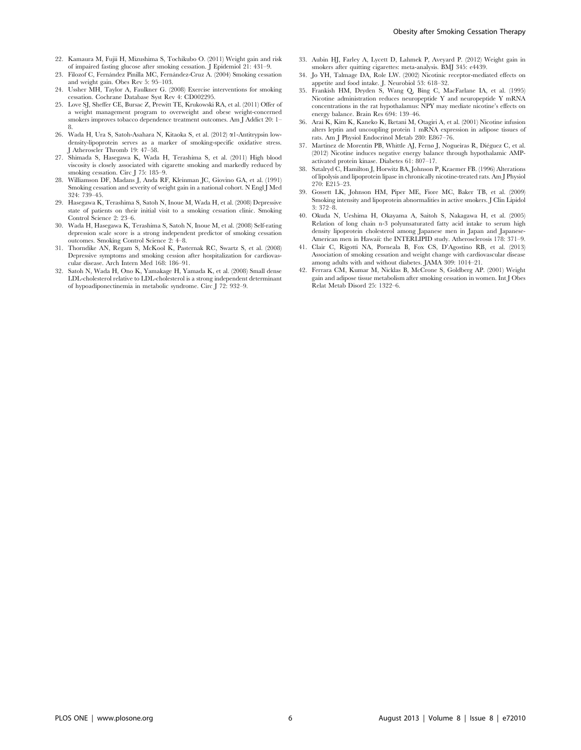22. Kamaura M, Fujii H, Mizushima S, Tochikubo O. (2011) Weight gain and risk of impaired fasting glucose after smoking cessation. J Epidemiol 21: 431–9.
23. Filozof C, Fernández Pinilla MC, Fernández-Cruz A. (2004) Smoking cessation and weight gain. Obes Rev 5: 95–103.
24. Ussher MH, Taylor A, Faulkner G. (2008) Exercise interventions for smoking cessation. Cochrane Database Syst Rev 4: CD002295.
25. Love SJ, Sheffer CE, Bursac Z, Prewitt TE, Krukowski RA, et al. (2011) Offer of a weight management program to overweight and obese weight-concerned smokers improves tobacco dependence treatment outcomes. Am J Addict 20: 1–8.
26. Wada H, Ura S, Satoh-Asahara N, Kitaoka S, et al. (2012) α1-Antitrypsin low-density-lipoprotein serves as a marker of smoking-specific oxidative stress. J Atheroscler Thromb 19: 47–58.
27. Shimada S, Hasegawa K, Wada H, Terashima S, et al. (2011) High blood viscosity is closely associated with cigarette smoking and markedly reduced by smoking cessation. Circ J 75: 185–9.
28. Williamson DF, Madans J, Anda RF, Kleinman JC, Giovino GA, et al. (1991) Smoking cessation and severity of weight gain in a national cohort. N Engl J Med 324: 739–45.
29. Hasegawa K, Terashima S, Satoh N, Inoue M, Wada H, et al. (2008) Depressive state of patients on their initial visit to a smoking cessation clinic. Smoking Control Science 2: 23–6.
30. Wada H, Hasegawa K, Terashima S, Satoh N, Inoue M, et al. (2008) Self-rating depression scale score is a strong independent predictor of smoking cessation outcomes. Smoking Control Science 2: 4–8.
31. Thorndike AN, Regam S, McKool K, Pasternak RC, Swartz S, et al. (2008) Depressive symptoms and smoking cession after hospitalization for cardiovascular disease. Arch Intern Med 168: 186–91.
32. Satoh N, Wada H, Ono K, Yamakage H, Yamada K, et al. (2008) Small dense LDL-cholesterol relative to LDL-cholesterol is a strong independent determinant of hypoadiponectinemia in metabolic syndrome. Circ J 72: 932–9.
33. Aubin HJ, Farley A, Lycett D, Lahmek P, Aveyard P. (2012) Weight gain in smokers after quitting cigarettes: meta-analysis. BMJ 345: e4439.
34. Jo YH, Talmage DA, Role LW. (2002) Nicotinic receptor-mediated effects on appetite and food intake. J. Neurobiol 53: 618–32.
35. Frankish HM, Dryden S, Wang Q, Bing C, MacFarlane IA, et al. (1995) Nicotine administration reduces neuropeptide Y and neuropeptide Y mRNA concentrations in the rat hypothalamus: NPY may mediate nicotine's effects on energy balance. Brain Res 694: 139–46.
36. Arai K, Kim K, Kaneko K, Iketani M, Otagiri A, et al. (2001) Nicotine infusion alters leptin and uncoupling protein 1 mRNA expression in adipose tissues of rats. Am J Physiol Endocrinol Metab 280: E867–76.
37. Martinez de Morentin PB, Whittle AJ, Ferno J, Nogueiras R, Diéguez C, et al. (2012) Nicotine induces negative energy balance through hypothalamic AMP-activated protein kinase. Diabetes 61: 807–17.
38. Sztalryd C, Hamilton J, Horwitz BA, Johnson P, Kraemer FB. (1996) Alterations of lipolysis and lipoprotein lipase in chronically nicotine-treated rats. Am J Physiol 270: E215–23.
39. Gossett LK, Johnson HM, Piper ME, Fiore MC, Baker TB, et al. (2009) Smoking intensity and lipoprotein abnormalities in active smokers. J Clin Lipidol 3: 372–8.
40. Okuda N, Ueshima H, Okayama A, Saitoh S, Nakagawa H, et al. (2005) Relation of long chain n-3 polyunsaturated fatty acid intake to serum high density lipoprotein cholesterol among Japanese men in Japan and Japanese-American men in Hawaii: the INTERLIPID study. Atherosclerosis 178: 371–9.
41. Clair C, Rigotti NA, Porneala B, Fox CS, D'Agostino RB, et al. (2013) Association of smoking cessation and weight change with cardiovascular disease among adults with and without diabetes. JAMA 309: 1014–21.
42. Ferrara CM, Kumar M, Nicklas B, McCrone S, Goldberg AP. (2001) Weight gain and adipose tissue metabolism after smoking cessation in women. Int J Obes Relat Metab Disord 25: 1322–6.